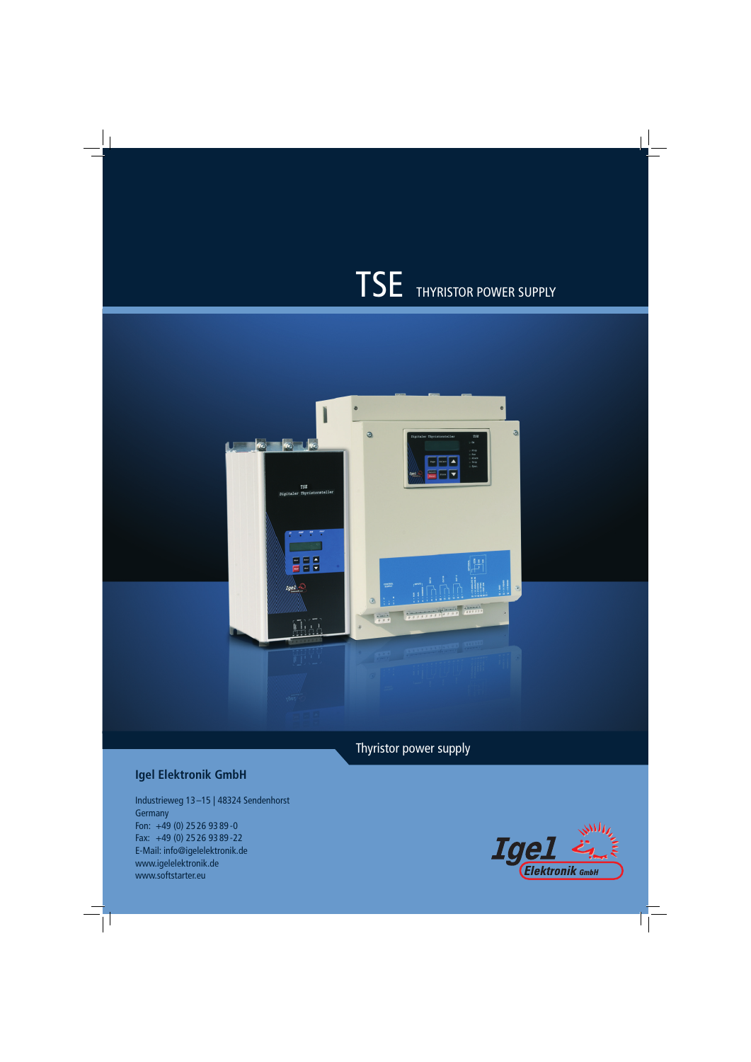# TSE THYRISTOR POWER SUPPLY

Thyristor power supply

## Igel Elektronik GmbH

Industrieweg 13–15 | 48324 Sendenhorst
Germany
Fon: +49 (0) 25 26 93 89-0
Fax: +49 (0) 25 26 93 89-22
E-Mail: info@igelelektronik.de
www.igelelektronik.de
www.softstarter.eu

Igel Elektronik GmbH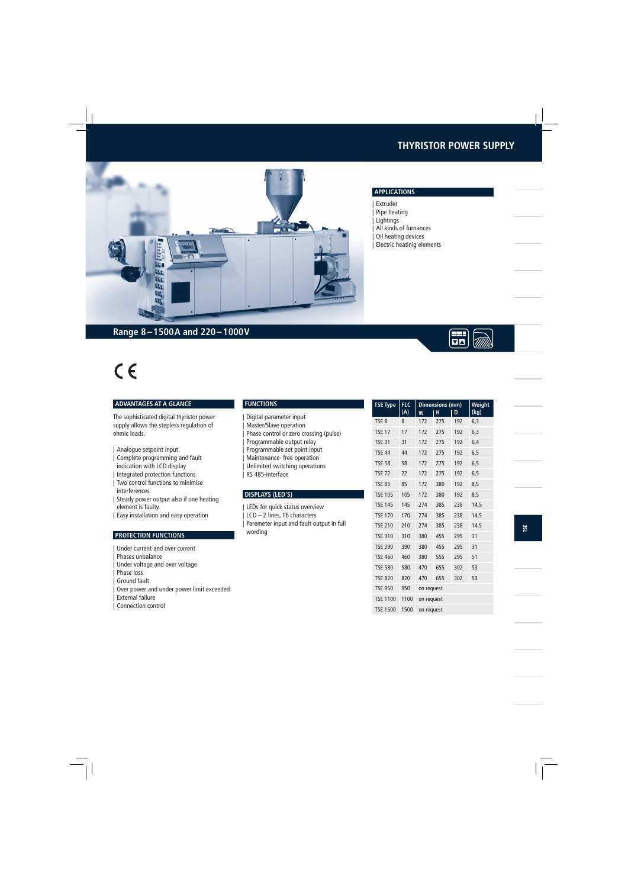# THYRISTOR POWER SUPPLY

## APPLICATIONS

| Extruder
| Pipe heating
| Lightings
| All kinds of furnances
| Oil heating devices
| Electric heatinig elements

## Range 8 – 1500 A and 220 – 1000 V

CE

## ADVANTAGES AT A GLANCE

The sophisticated digital thyristor power supply allows the stepless regulation of ohmic loads.

| Analogue setpoint input
| Complete programming and fault indication with LCD display
| Integrated protection functions
| Two control functions to minimise interferences
| Steady power output also if one heating element is faulty.
| Easy installation and easy operation

## PROTECTION FUNCTIONS

| Under current and over current
| Phases unbalance
| Under voltage and over voltage
| Phase loss
| Ground fault
| Over power and under power limit exceeded
| External failure
| Connection control

## FUNCTIONS

| Digital parameter input
| Master/Slave operation
| Phase control or zero crossing (pulse)
| Programmable output relay
| Programmable set point input
| Maintenance- free operation
| Unlimited switching operations
| RS 485-interface

## DISPLAYS (LED'S)

| LEDs for quick status overview
| LCD – 2 lines, 16 characters
| Paremeter input and fault output in full wording

| TSE Type | FLC (A) | Dimensions (mm) W | H | D | Weight (kg) |
|---|---|---|---|---|---|
| TSE 8 | 8 | 172 | 275 | 192 | 6,3 |
| TSE 17 | 17 | 172 | 275 | 192 | 6,3 |
| TSE 31 | 31 | 172 | 275 | 192 | 6,4 |
| TSE 44 | 44 | 172 | 275 | 192 | 6,5 |
| TSE 58 | 58 | 172 | 275 | 192 | 6,5 |
| TSE 72 | 72 | 172 | 275 | 192 | 6,5 |
| TSE 85 | 85 | 172 | 380 | 192 | 8,5 |
| TSE 105 | 105 | 172 | 380 | 192 | 8,5 |
| TSE 145 | 145 | 274 | 385 | 238 | 14,5 |
| TSE 170 | 170 | 274 | 385 | 238 | 14,5 |
| TSE 210 | 210 | 274 | 385 | 238 | 14,5 |
| TSE 310 | 310 | 380 | 455 | 295 | 31 |
| TSE 390 | 390 | 380 | 455 | 295 | 31 |
| TSE 460 | 460 | 380 | 555 | 295 | 51 |
| TSE 580 | 580 | 470 | 655 | 302 | 53 |
| TSE 820 | 820 | 470 | 655 | 302 | 53 |
| TSE 950 | 950 | on request | | | |
| TSE 1100 | 1100 | on request | | | |
| TSE 1500 | 1500 | on request | | | |